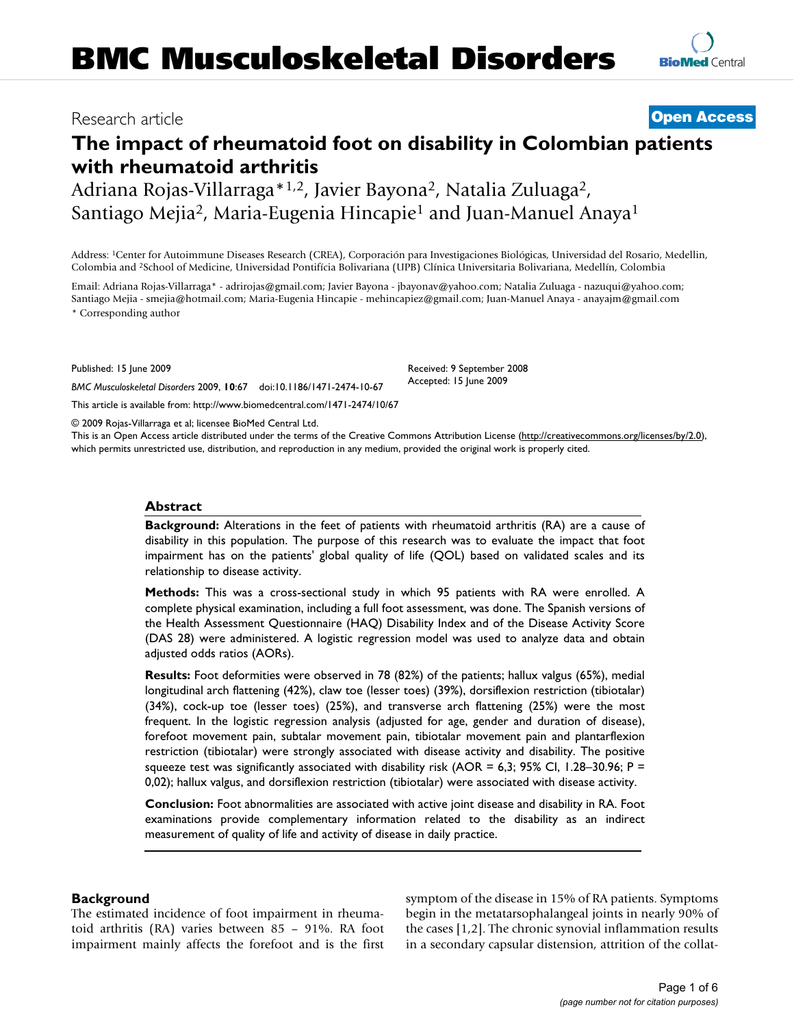# The impact of rheumatoid foot on disability in Colombian patients with rheumatoid arthritis

Research article — Open Access

Adriana Rojas-Villarraga*[1,2], Javier Bayona[2], Natalia Zuluaga[2], Santiago Mejia[2], Maria-Eugenia Hincapie[1] and Juan-Manuel Anaya[1]

Address: [1]Center for Autoimmune Diseases Research (CREA), Corporación para Investigaciones Biológicas, Universidad del Rosario, Medellin, Colombia and [2]School of Medicine, Universidad Pontifícia Bolivariana (UPB) Clínica Universitaria Bolivariana, Medellín, Colombia

Email: Adriana Rojas-Villarraga* - adrirojas@gmail.com; Javier Bayona - jbayonav@yahoo.com; Natalia Zuluaga - nazuqui@yahoo.com; Santiago Mejia - smejia@hotmail.com; Maria-Eugenia Hincapie - mehincapiez@gmail.com; Juan-Manuel Anaya - anayajm@gmail.com

* Corresponding author

Published: 15 June 2009

Received: 9 September 2008
Accepted: 15 June 2009

*BMC Musculoskeletal Disorders* 2009, **10**:67 doi:10.1186/1471-2474-10-67

This article is available from: http://www.biomedcentral.com/1471-2474/10/67

© 2009 Rojas-Villarraga et al; licensee BioMed Central Ltd.
This is an Open Access article distributed under the terms of the Creative Commons Attribution License (http://creativecommons.org/licenses/by/2.0), which permits unrestricted use, distribution, and reproduction in any medium, provided the original work is properly cited.

## Abstract

**Background:** Alterations in the feet of patients with rheumatoid arthritis (RA) are a cause of disability in this population. The purpose of this research was to evaluate the impact that foot impairment has on the patients' global quality of life (QOL) based on validated scales and its relationship to disease activity.

**Methods:** This was a cross-sectional study in which 95 patients with RA were enrolled. A complete physical examination, including a full foot assessment, was done. The Spanish versions of the Health Assessment Questionnaire (HAQ) Disability Index and of the Disease Activity Score (DAS 28) were administered. A logistic regression model was used to analyze data and obtain adjusted odds ratios (AORs).

**Results:** Foot deformities were observed in 78 (82%) of the patients; hallux valgus (65%), medial longitudinal arch flattening (42%), claw toe (lesser toes) (39%), dorsiflexion restriction (tibiotalar) (34%), cock-up toe (lesser toes) (25%), and transverse arch flattening (25%) were the most frequent. In the logistic regression analysis (adjusted for age, gender and duration of disease), forefoot movement pain, subtalar movement pain, tibiotalar movement pain and plantarflexion restriction (tibiotalar) were strongly associated with disease activity and disability. The positive squeeze test was significantly associated with disability risk (AOR = 6,3; 95% CI, 1.28–30.96; P = 0,02); hallux valgus, and dorsiflexion restriction (tibiotalar) were associated with disease activity.

**Conclusion:** Foot abnormalities are associated with active joint disease and disability in RA. Foot examinations provide complementary information related to the disability as an indirect measurement of quality of life and activity of disease in daily practice.

## Background

The estimated incidence of foot impairment in rheumatoid arthritis (RA) varies between 85 – 91%. RA foot impairment mainly affects the forefoot and is the first symptom of the disease in 15% of RA patients. Symptoms begin in the metatarsophalangeal joints in nearly 90% of the cases [1,2]. The chronic synovial inflammation results in a secondary capsular distension, attrition of the collat-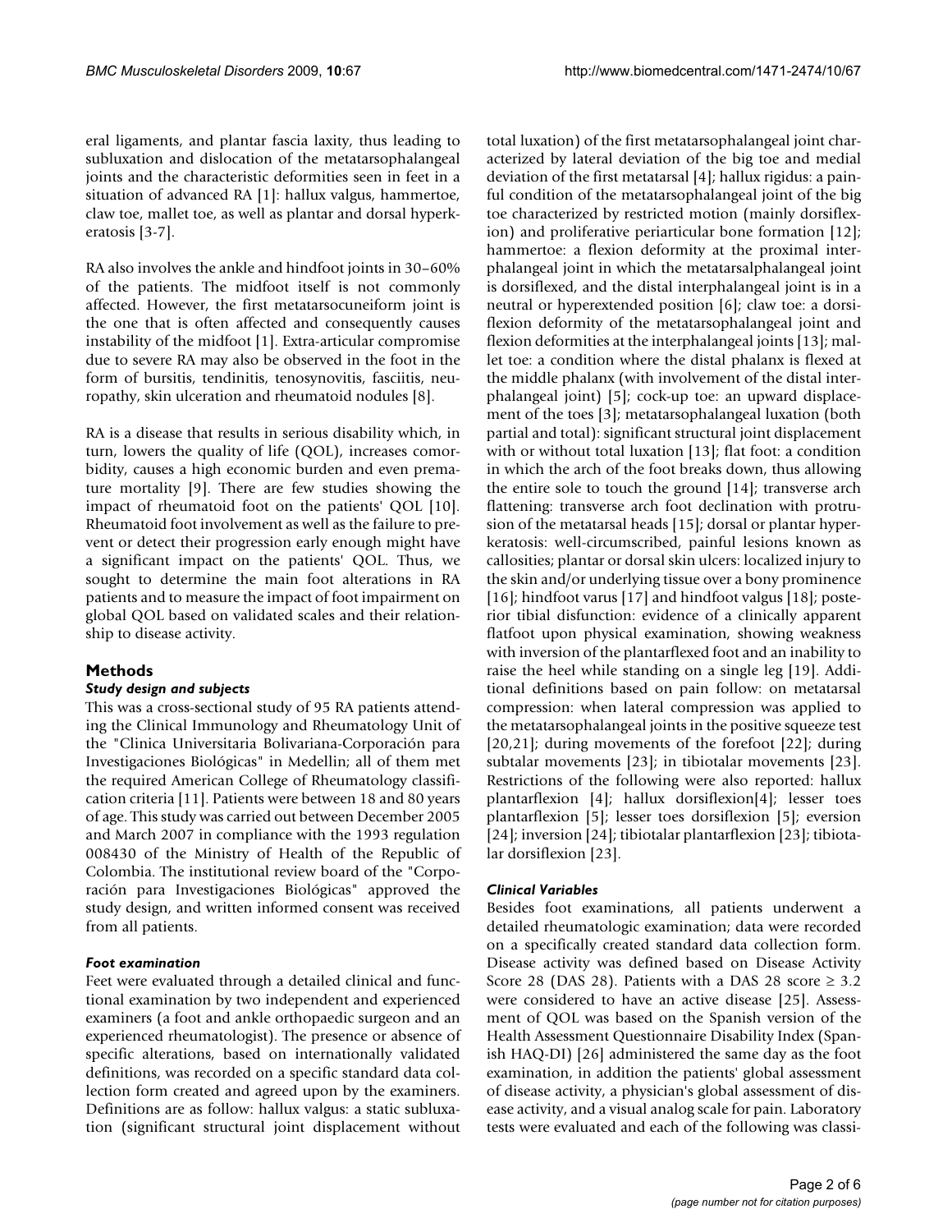eral ligaments, and plantar fascia laxity, thus leading to subluxation and dislocation of the metatarsophalangeal joints and the characteristic deformities seen in feet in a situation of advanced RA [1]: hallux valgus, hammertoe, claw toe, mallet toe, as well as plantar and dorsal hyperkeratosis [3-7].

RA also involves the ankle and hindfoot joints in 30–60% of the patients. The midfoot itself is not commonly affected. However, the first metatarsocuneiform joint is the one that is often affected and consequently causes instability of the midfoot [1]. Extra-articular compromise due to severe RA may also be observed in the foot in the form of bursitis, tendinitis, tenosynovitis, fasciitis, neuropathy, skin ulceration and rheumatoid nodules [8].

RA is a disease that results in serious disability which, in turn, lowers the quality of life (QOL), increases comorbidity, causes a high economic burden and even premature mortality [9]. There are few studies showing the impact of rheumatoid foot on the patients' QOL [10]. Rheumatoid foot involvement as well as the failure to prevent or detect their progression early enough might have a significant impact on the patients' QOL. Thus, we sought to determine the main foot alterations in RA patients and to measure the impact of foot impairment on global QOL based on validated scales and their relationship to disease activity.

## Methods

### *Study design and subjects*

This was a cross-sectional study of 95 RA patients attending the Clinical Immunology and Rheumatology Unit of the "Clinica Universitaria Bolivariana-Corporación para Investigaciones Biológicas" in Medellin; all of them met the required American College of Rheumatology classification criteria [11]. Patients were between 18 and 80 years of age. This study was carried out between December 2005 and March 2007 in compliance with the 1993 regulation 008430 of the Ministry of Health of the Republic of Colombia. The institutional review board of the "Corporación para Investigaciones Biológicas" approved the study design, and written informed consent was received from all patients.

### *Foot examination*

Feet were evaluated through a detailed clinical and functional examination by two independent and experienced examiners (a foot and ankle orthopaedic surgeon and an experienced rheumatologist). The presence or absence of specific alterations, based on internationally validated definitions, was recorded on a specific standard data collection form created and agreed upon by the examiners. Definitions are as follow: hallux valgus: a static subluxation (significant structural joint displacement without total luxation) of the first metatarsophalangeal joint characterized by lateral deviation of the big toe and medial deviation of the first metatarsal [4]; hallux rigidus: a painful condition of the metatarsophalangeal joint of the big toe characterized by restricted motion (mainly dorsiflexion) and proliferative periarticular bone formation [12]; hammertoe: a flexion deformity at the proximal interphalangeal joint in which the metatarsalphalangeal joint is dorsiflexed, and the distal interphalangeal joint is in a neutral or hyperextended position [6]; claw toe: a dorsiflexion deformity of the metatarsophalangeal joint and flexion deformities at the interphalangeal joints [13]; mallet toe: a condition where the distal phalanx is flexed at the middle phalanx (with involvement of the distal interphalangeal joint) [5]; cock-up toe: an upward displacement of the toes [3]; metatarsophalangeal luxation (both partial and total): significant structural joint displacement with or without total luxation [13]; flat foot: a condition in which the arch of the foot breaks down, thus allowing the entire sole to touch the ground [14]; transverse arch flattening: transverse arch foot declination with protrusion of the metatarsal heads [15]; dorsal or plantar hyperkeratosis: well-circumscribed, painful lesions known as callosities; plantar or dorsal skin ulcers: localized injury to the skin and/or underlying tissue over a bony prominence [16]; hindfoot varus [17] and hindfoot valgus [18]; posterior tibial disfunction: evidence of a clinically apparent flatfoot upon physical examination, showing weakness with inversion of the plantarflexed foot and an inability to raise the heel while standing on a single leg [19]. Additional definitions based on pain follow: on metatarsal compression: when lateral compression was applied to the metatarsophalangeal joints in the positive squeeze test [20,21]; during movements of the forefoot [22]; during subtalar movements [23]; in tibiotalar movements [23]. Restrictions of the following were also reported: hallux plantarflexion [4]; hallux dorsiflexion[4]; lesser toes plantarflexion [5]; lesser toes dorsiflexion [5]; eversion [24]; inversion [24]; tibiotalar plantarflexion [23]; tibiotalar dorsiflexion [23].

### *Clinical Variables*

Besides foot examinations, all patients underwent a detailed rheumatologic examination; data were recorded on a specifically created standard data collection form. Disease activity was defined based on Disease Activity Score 28 (DAS 28). Patients with a DAS 28 score $\geq$ 3.2 were considered to have an active disease [25]. Assessment of QOL was based on the Spanish version of the Health Assessment Questionnaire Disability Index (Spanish HAQ-DI) [26] administered the same day as the foot examination, in addition the patients' global assessment of disease activity, a physician's global assessment of disease activity, and a visual analog scale for pain. Laboratory tests were evaluated and each of the following was classi-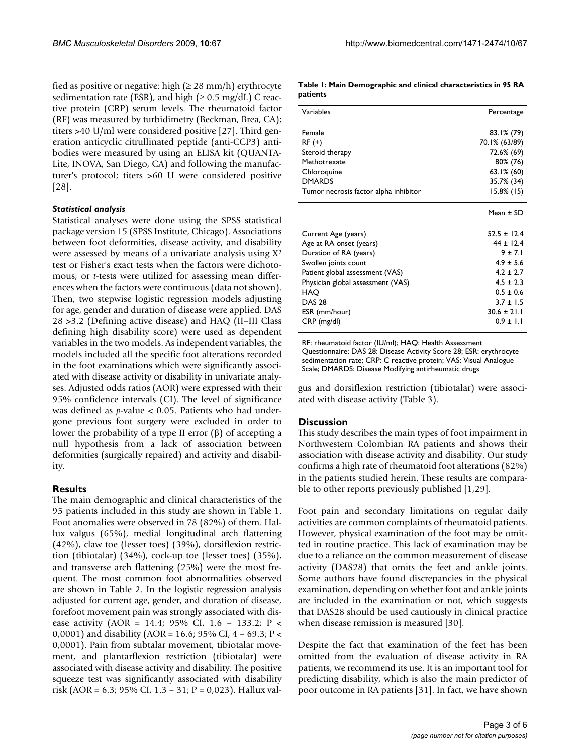fied as positive or negative: high (≥ 28 mm/h) erythrocyte sedimentation rate (ESR), and high (≥ 0.5 mg/dL) C reactive protein (CRP) serum levels. The rheumatoid factor (RF) was measured by turbidimetry (Beckman, Brea, CA); titers >40 U/ml were considered positive [27]. Third generation anticyclic citrullinated peptide (anti-CCP3) antibodies were measured by using an ELISA kit (QUANTA-Lite, INOVA, San Diego, CA) and following the manufacturer's protocol; titers >60 U were considered positive [28].

### *Statistical analysis*

Statistical analyses were done using the SPSS statistical package version 15 (SPSS Institute, Chicago). Associations between foot deformities, disease activity, and disability were assessed by means of a univariate analysis using $X^2$ test or Fisher's exact tests when the factors were dichotomous; or *t*-tests were utilized for assessing mean differences when the factors were continuous (data not shown). Then, two stepwise logistic regression models adjusting for age, gender and duration of disease were applied. DAS 28 >3.2 (Defining active disease) and HAQ (II–III Class defining high disability score) were used as dependent variables in the two models. As independent variables, the models included all the specific foot alterations recorded in the foot examinations which were significantly associated with disease activity or disability in univariate analyses. Adjusted odds ratios (AOR) were expressed with their 95% confidence intervals (CI). The level of significance was defined as *p*-value < 0.05. Patients who had undergone previous foot surgery were excluded in order to lower the probability of a type II error (β) of accepting a null hypothesis from a lack of association between deformities (surgically repaired) and activity and disability.

## Results

The main demographic and clinical characteristics of the 95 patients included in this study are shown in Table 1. Foot anomalies were observed in 78 (82%) of them. Hallux valgus (65%), medial longitudinal arch flattening (42%), claw toe (lesser toes) (39%), dorsiflexion restriction (tibiotalar) (34%), cock-up toe (lesser toes) (35%), and transverse arch flattening (25%) were the most frequent. The most common foot abnormalities observed are shown in Table 2. In the logistic regression analysis adjusted for current age, gender, and duration of disease, forefoot movement pain was strongly associated with disease activity (AOR = 14.4; 95% CI, 1.6 – 133.2; P < 0,0001) and disability (AOR = 16.6; 95% CI, 4 – 69.3; P < 0,0001). Pain from subtalar movement, tibiotalar movement, and plantarflexion restriction (tibiotalar) were associated with disease activity and disability. The positive squeeze test was significantly associated with disability risk (AOR = 6.3; 95% CI, 1.3 – 31; P = 0,023). Hallux valgus and dorsiflexion restriction (tibiotalar) were associated with disease activity (Table 3).

**Table 1: Main Demographic and clinical characteristics in 95 RA patients**

| Variables | Percentage |
|---|---|
| Female | 83.1% (79) |
| RF (+) | 70.1% (63/89) |
| Steroid therapy | 72.6% (69) |
| Methotrexate | 80% (76) |
| Chloroquine | 63.1% (60) |
| DMARDS | 35.7% (34) |
| Tumor necrosis factor alpha inhibitor | 15.8% (15) |
| | Mean ± SD |
| Current Age (years) | 52.5 ± 12.4 |
| Age at RA onset (years) | 44 ± 12.4 |
| Duration of RA (years) | 9 ± 7.1 |
| Swollen joints count | 4.9 ± 5.6 |
| Patient global assessment (VAS) | 4.2 ± 2.7 |
| Physician global assessment (VAS) | 4.5 ± 2.3 |
| HAQ | 0.5 ± 0.6 |
| DAS 28 | 3.7 ± 1.5 |
| ESR (mm/hour) | 30.6 ± 21.1 |
| CRP (mg/dl) | 0.9 ± 1.1 |

RF: rheumatoid factor (IU/ml); HAQ: Health Assessment Questionnaire; DAS 28: Disease Activity Score 28; ESR: erythrocyte sedimentation rate; CRP: C reactive protein; VAS: Visual Analogue Scale; DMARDS: Disease Modifying antirheumatic drugs

## Discussion

This study describes the main types of foot impairment in Northwestern Colombian RA patients and shows their association with disease activity and disability. Our study confirms a high rate of rheumatoid foot alterations (82%) in the patients studied herein. These results are comparable to other reports previously published [1,29].

Foot pain and secondary limitations on regular daily activities are common complaints of rheumatoid patients. However, physical examination of the foot may be omitted in routine practice. This lack of examination may be due to a reliance on the common measurement of disease activity (DAS28) that omits the feet and ankle joints. Some authors have found discrepancies in the physical examination, depending on whether foot and ankle joints are included in the examination or not, which suggests that DAS28 should be used cautiously in clinical practice when disease remission is measured [30].

Despite the fact that examination of the feet has been omitted from the evaluation of disease activity in RA patients, we recommend its use. It is an important tool for predicting disability, which is also the main predictor of poor outcome in RA patients [31]. In fact, we have shown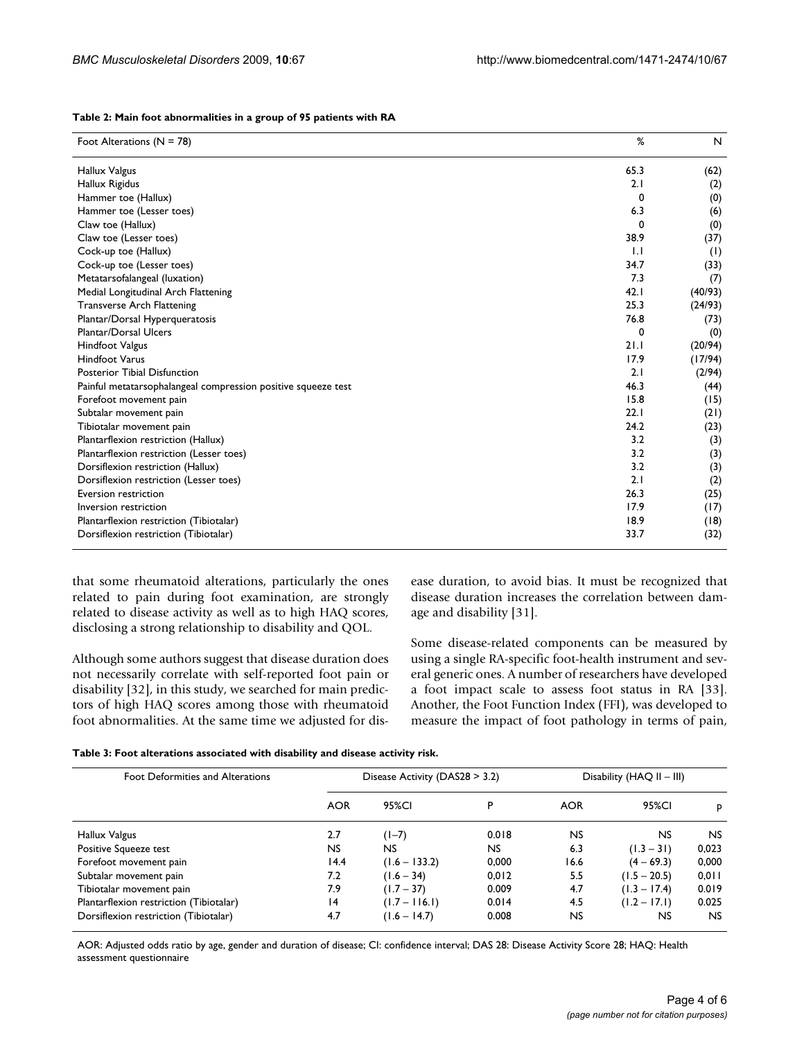**Table 2: Main foot abnormalities in a group of 95 patients with RA**

| Foot Alterations (N = 78) | % | N |
|---|---|---|
| Hallux Valgus | 65.3 | (62) |
| Hallux Rigidus | 2.1 | (2) |
| Hammer toe (Hallux) | 0 | (0) |
| Hammer toe (Lesser toes) | 6.3 | (6) |
| Claw toe (Hallux) | 0 | (0) |
| Claw toe (Lesser toes) | 38.9 | (37) |
| Cock-up toe (Hallux) | 1.1 | (1) |
| Cock-up toe (Lesser toes) | 34.7 | (33) |
| Metatarsofalangeal (luxation) | 7.3 | (7) |
| Medial Longitudinal Arch Flattening | 42.1 | (40/93) |
| Transverse Arch Flattening | 25.3 | (24/93) |
| Plantar/Dorsal Hyperqueratosis | 76.8 | (73) |
| Plantar/Dorsal Ulcers | 0 | (0) |
| Hindfoot Valgus | 21.1 | (20/94) |
| Hindfoot Varus | 17.9 | (17/94) |
| Posterior Tibial Disfunction | 2.1 | (2/94) |
| Painful metatarsophalangeal compression positive squeeze test | 46.3 | (44) |
| Forefoot movement pain | 15.8 | (15) |
| Subtalar movement pain | 22.1 | (21) |
| Tibiotalar movement pain | 24.2 | (23) |
| Plantarflexion restriction (Hallux) | 3.2 | (3) |
| Plantarflexion restriction (Lesser toes) | 3.2 | (3) |
| Dorsiflexion restriction (Hallux) | 3.2 | (3) |
| Dorsiflexion restriction (Lesser toes) | 2.1 | (2) |
| Eversion restriction | 26.3 | (25) |
| Inversion restriction | 17.9 | (17) |
| Plantarflexion restriction (Tibiotalar) | 18.9 | (18) |
| Dorsiflexion restriction (Tibiotalar) | 33.7 | (32) |

that some rheumatoid alterations, particularly the ones related to pain during foot examination, are strongly related to disease activity as well as to high HAQ scores, disclosing a strong relationship to disability and QOL.

Although some authors suggest that disease duration does not necessarily correlate with self-reported foot pain or disability [32], in this study, we searched for main predictors of high HAQ scores among those with rheumatoid foot abnormalities. At the same time we adjusted for disease duration, to avoid bias. It must be recognized that disease duration increases the correlation between damage and disability [31].

Some disease-related components can be measured by using a single RA-specific foot-health instrument and several generic ones. A number of researchers have developed a foot impact scale to assess foot status in RA [33]. Another, the Foot Function Index (FFI), was developed to measure the impact of foot pathology in terms of pain,

**Table 3: Foot alterations associated with disability and disease activity risk.**

| Foot Deformities and Alterations | Disease Activity (DAS28 > 3.2) | | | Disability (HAQ II – III) | | |
|---|---|---|---|---|---|---|
| | AOR | 95%CI | P | AOR | 95%CI | P |
| Hallux Valgus | 2.7 | (1–7) | 0.018 | NS | NS | NS |
| Positive Squeeze test | NS | NS | NS | 6.3 | (1.3 – 31) | 0,023 |
| Forefoot movement pain | 14.4 | (1.6 – 133.2) | 0,000 | 16.6 | (4 – 69.3) | 0,000 |
| Subtalar movement pain | 7.2 | (1.6 – 34) | 0,012 | 5.5 | (1.5 – 20.5) | 0,011 |
| Tibiotalar movement pain | 7.9 | (1.7 – 37) | 0.009 | 4.7 | (1.3 – 17.4) | 0.019 |
| Plantarflexion restriction (Tibiotalar) | 14 | (1.7 – 116.1) | 0.014 | 4.5 | (1.2 – 17.1) | 0.025 |
| Dorsiflexion restriction (Tibiotalar) | 4.7 | (1.6 – 14.7) | 0.008 | NS | NS | NS |

AOR: Adjusted odds ratio by age, gender and duration of disease; CI: confidence interval; DAS 28: Disease Activity Score 28; HAQ: Health assessment questionnaire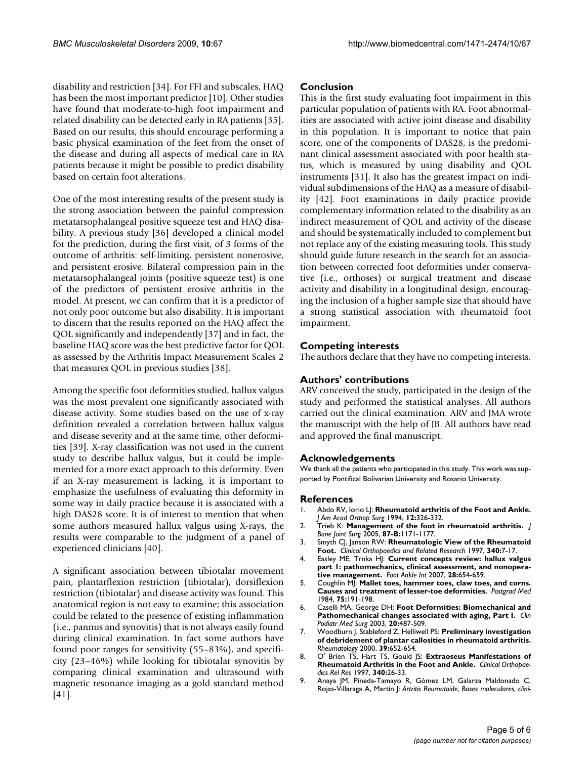disability and restriction [34]. For FFI and subscales, HAQ has been the most important predictor [10]. Other studies have found that moderate-to-high foot impairment and related disability can be detected early in RA patients [35]. Based on our results, this should encourage performing a basic physical examination of the feet from the onset of the disease and during all aspects of medical care in RA patients because it might be possible to predict disability based on certain foot alterations.

One of the most interesting results of the present study is the strong association between the painful compression metatarsophalangeal positive squeeze test and HAQ disability. A previous study [36] developed a clinical model for the prediction, during the first visit, of 3 forms of the outcome of arthritis: self-limiting, persistent nonerosive, and persistent erosive. Bilateral compression pain in the metatarsophalangeal joints (positive squeeze test) is one of the predictors of persistent erosive arthritis in the model. At present, we can confirm that it is a predictor of not only poor outcome but also disability. It is important to discern that the results reported on the HAQ affect the QOL significantly and independently [37] and in fact, the baseline HAQ score was the best predictive factor for QOL as assessed by the Arthritis Impact Measurement Scales 2 that measures QOL in previous studies [38].

Among the specific foot deformities studied, hallux valgus was the most prevalent one significantly associated with disease activity. Some studies based on the use of x-ray definition revealed a correlation between hallux valgus and disease severity and at the same time, other deformities [39]. X-ray classification was not used in the current study to describe hallux valgus, but it could be implemented for a more exact approach to this deformity. Even if an X-ray measurement is lacking, it is important to emphasize the usefulness of evaluating this deformity in some way in daily practice because it is associated with a high DAS28 score. It is of interest to mention that when some authors measured hallux valgus using X-rays, the results were comparable to the judgment of a panel of experienced clinicians [40].

A significant association between tibiotalar movement pain, plantarflexion restriction (tibiotalar), dorsiflexion restriction (tibiotalar) and disease activity was found. This anatomical region is not easy to examine; this association could be related to the presence of existing inflammation (i.e., pannus and synovitis) that is not always easily found during clinical examination. In fact some authors have found poor ranges for sensitivity (55–83%), and specificity (23–46%) while looking for tibiotalar synovitis by comparing clinical examination and ultrasound with magnetic resonance imaging as a gold standard method [41].

## Conclusion

This is the first study evaluating foot impairment in this particular population of patients with RA. Foot abnormalities are associated with active joint disease and disability in this population. It is important to notice that pain score, one of the components of DAS28, is the predominant clinical assessment associated with poor health status, which is measured by using disability and QOL instruments [31]. It also has the greatest impact on individual subdimensions of the HAQ as a measure of disability [42]. Foot examinations in daily practice provide complementary information related to the disability as an indirect measurement of QOL and activity of the disease and should be systematically included to complement but not replace any of the existing measuring tools. This study should guide future research in the search for an association between corrected foot deformities under conservative (i.e., orthoses) or surgical treatment and disease activity and disability in a longitudinal design, encouraging the inclusion of a higher sample size that should have a strong statistical association with rheumatoid foot impairment.

## Competing interests

The authors declare that they have no competing interests.

## Authors' contributions

ARV conceived the study, participated in the design of the study and performed the statistical analyses. All authors carried out the clinical examination. ARV and JMA wrote the manuscript with the help of JB. All authors have read and approved the final manuscript.

## Acknowledgements

We thank all the patients who participated in this study. This work was supported by Pontifical Bolivarian University and Rosario University.

## References

1. Abdo RV, Iorio LJ: **Rheumatoid arthritis of the Foot and Ankle.** *J Am Acad Orthop Surg* 1994, **12:**326-332.
2. Trieb K: **Management of the foot in rheumatoid arthritis.** *J Bone Joint Surg* 2005, **87-B:**1171-1177.
3. Smyth CJ, Janson RW: **Rheumatologic View of the Rheumatoid Foot.** *Clinical Orthopaedics and Related Research* 1997, **340:**7-17.
4. Easley ME, Trnka HJ: **Current concepts review: hallux valgus part 1: pathomechanics, clinical assessment, and nonoperative management.** *Foot Ankle Int* 2007, **28:**654-659.
5. Coughlin MJ: **Mallet toes, hammer toes, claw toes, and corns. Causes and treatment of lesser-toe deformities.** *Postgrad Med* 1984, **75:**191-198.
6. Caselli MA, George DH: **Foot Deformities: Biomechanical and Pathomechanical changes associated with aging, Part I.** *Clin Podiatr Med Surg* 2003, **20:**487-509.
7. Woodburn J, Stableford Z, Helliwell PS: **Preliminary investigation of debridement of plantar callosities in rheumatoid arthritis.** *Rheumatology* 2000, **39:**652-654.
8. O' Brien TS, Hart TS, Gould JS: **Extraoseus Manifestations of Rheumatoid Arthritis in the Foot and Ankle.** *Clinical Orthopaedics Rel Res* 1997, **340:**26-33.
9. Anaya JM, Pineda-Tamayo R, Gómez LM, Galarza Maldonado C, Rojas-Villaraga A, Martín J: *Artritis Reumatoide, Bases moleculares, clíni-*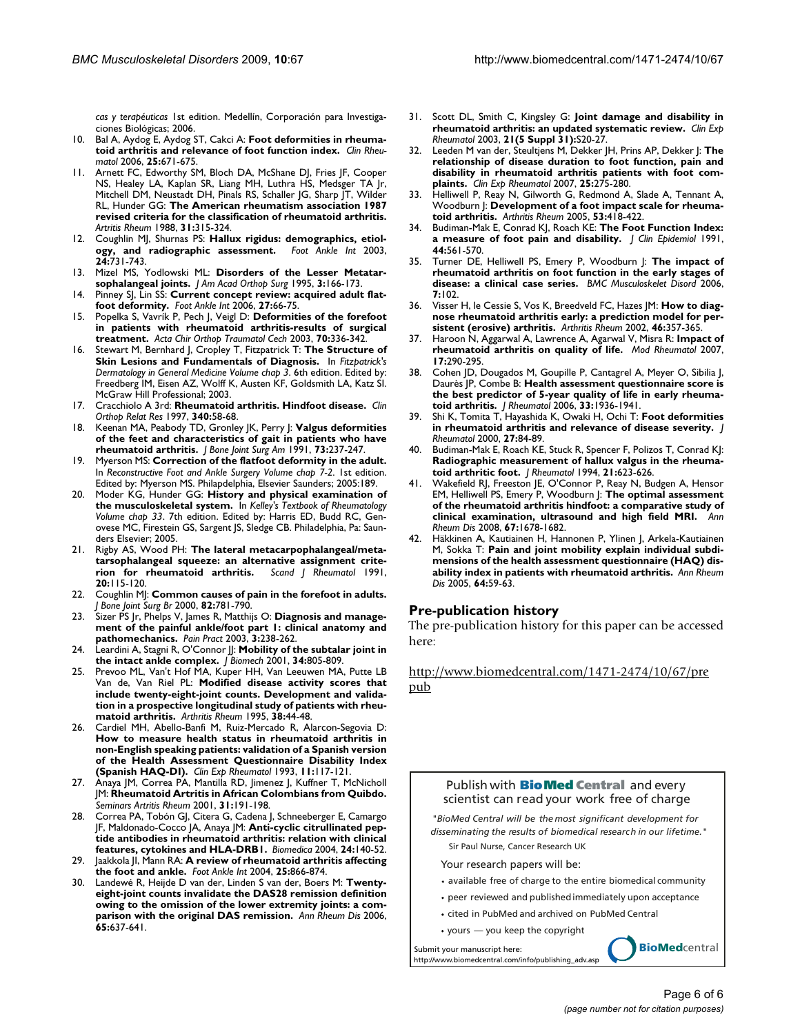*cas y terapéuticas* 1st edition. Medellín, Corporación para Investigaciones Biológicas; 2006.

10. Bal A, Aydog E, Aydog ST, Cakci A: **Foot deformities in rheumatoid arthritis and relevance of foot function index.** *Clin Rheumatol* 2006, **25:**671-675.
11. Arnett FC, Edworthy SM, Bloch DA, McShane DJ, Fries JF, Cooper NS, Healey LA, Kaplan SR, Liang MH, Luthra HS, Medsger TA Jr, Mitchell DM, Neustadt DH, Pinals RS, Schaller JG, Sharp JT, Wilder RL, Hunder GG: **The American rheumatism association 1987 revised criteria for the classification of rheumatoid arthritis.** *Artritis Rheum* 1988, **31:**315-324.
12. Coughlin MJ, Shurnas PS: **Hallux rigidus: demographics, etiology, and radiographic assessment.** *Foot Ankle Int* 2003, **24:**731-743.
13. Mizel MS, Yodlowski ML: **Disorders of the Lesser Metatarsophalangeal joints.** *J Am Acad Orthop Surg* 1995, **3:**166-173.
14. Pinney SJ, Lin SS: **Current concept review: acquired adult flatfoot deformity.** *Foot Ankle Int* 2006, **27:**66-75.
15. Popelka S, Vavrík P, Pech J, Veigl D: **Deformities of the forefoot in patients with rheumatoid arthritis-results of surgical treatment.** *Acta Chir Orthop Traumatol Cech* 2003, **70:**336-342.
16. Stewart M, Bernhard J, Cropley T, Fitzpatrick T: **The Structure of Skin Lesions and Fundamentals of Diagnosis.** In *Fitzpatrick's Dermatology in General Medicine Volume chap 3*. 6th edition. Edited by: Freedberg IM, Eisen AZ, Wolff K, Austen KF, Goldsmith LA, Katz SI. McGraw Hill Professional; 2003.
17. Cracchiolo A 3rd: **Rheumatoid arthritis. Hindfoot disease.** *Clin Orthop Relat Res* 1997, **340:**58-68.
18. Keenan MA, Peabody TD, Gronley JK, Perry J: **Valgus deformities of the feet and characteristics of gait in patients who have rheumatoid arthritis.** *J Bone Joint Surg Am* 1991, **73:**237-247.
19. Myerson MS: **Correction of the flatfoot deformity in the adult.** In *Reconstructive Foot and Ankle Surgery Volume chap 7-2*. 1st edition. Edited by: Myerson MS. Philapdelphia, Elsevier Saunders; 2005:189.
20. Moder KG, Hunder GG: **History and physical examination of the musculoskeletal system.** In *Kelley's Textbook of Rheumatology Volume chap 33*. 7th edition. Edited by: Harris ED, Budd RC, Genovese MC, Firestein GS, Sargent JS, Sledge CB. Philadelphia, Pa: Saunders Elsevier; 2005.
21. Rigby AS, Wood PH: **The lateral metacarpophalangeal/metatarsophalangeal squeeze: an alternative assignment criterion for rheumatoid arthritis.** *Scand J Rheumatol* 1991, **20:**115-120.
22. Coughlin MJ: **Common causes of pain in the forefoot in adults.** *J Bone Joint Surg Br* 2000, **82:**781-790.
23. Sizer PS Jr, Phelps V, James R, Matthijs O: **Diagnosis and management of the painful ankle/foot part 1: clinical anatomy and pathomechanics.** *Pain Pract* 2003, **3:**238-262.
24. Leardini A, Stagni R, O'Connor JJ: **Mobility of the subtalar joint in the intact ankle complex.** *J Biomech* 2001, **34:**805-809.
25. Prevoo ML, Van't Hof MA, Kuper HH, Van Leeuwen MA, Putte LB Van de, Van Riel PL: **Modified disease activity scores that include twenty-eight-joint counts. Development and validation in a prospective longitudinal study of patients with rheumatoid arthritis.** *Arthritis Rheum* 1995, **38:**44-48.
26. Cardiel MH, Abello-Banfi M, Ruiz-Mercado R, Alarcon-Segovia D: **How to measure health status in rheumatoid arthritis in non-English speaking patients: validation of a Spanish version of the Health Assessment Questionnaire Disability Index (Spanish HAQ-DI).** *Clin Exp Rheumatol* 1993, **11:**117-121.
27. Anaya JM, Correa PA, Mantilla RD, Jimenez J, Kuffner T, McNicholl JM: **Rheumatoid Artritis in African Colombians from Quibdo.** *Seminars Artritis Rheum* 2001, **31:**191-198.
28. Correa PA, Tobón GJ, Citera G, Cadena J, Schneeberger E, Camargo JF, Maldonado-Cocco JA, Anaya JM: **Anti-cyclic citrullinated peptide antibodies in rheumatoid arthritis: relation with clinical features, cytokines and HLA-DRB1.** *Biomedica* 2004, **24:**140-52.
29. Jaakkola JI, Mann RA: **A review of rheumatoid arthritis affecting the foot and ankle.** *Foot Ankle Int* 2004, **25:**866-874.
30. Landewé R, Heijde D van der, Linden S van der, Boers M: **Twenty-eight-joint counts invalidate the DAS28 remission definition owing to the omission of the lower extremity joints: a comparison with the original DAS remission.** *Ann Rheum Dis* 2006, **65:**637-641.
31. Scott DL, Smith C, Kingsley G: **Joint damage and disability in rheumatoid arthritis: an updated systematic review.** *Clin Exp Rheumatol* 2003, **21(5 Suppl 31):**S20-27.
32. Leeden M van der, Steultjens M, Dekker JH, Prins AP, Dekker J: **The relationship of disease duration to foot function, pain and disability in rheumatoid arthritis patients with foot complaints.** *Clin Exp Rheumatol* 2007, **25:**275-280.
33. Helliwell P, Reay N, Gilworth G, Redmond A, Slade A, Tennant A, Woodburn J: **Development of a foot impact scale for rheumatoid arthritis.** *Arthritis Rheum* 2005, **53:**418-422.
34. Budiman-Mak E, Conrad KJ, Roach KE: **The Foot Function Index: a measure of foot pain and disability.** *J Clin Epidemiol* 1991, **44:**561-570.
35. Turner DE, Helliwell PS, Emery P, Woodburn J: **The impact of rheumatoid arthritis on foot function in the early stages of disease: a clinical case series.** *BMC Musculoskelet Disord* 2006, **7:**102.
36. Visser H, le Cessie S, Vos K, Breedveld FC, Hazes JM: **How to diagnose rheumatoid arthritis early: a prediction model for persistent (erosive) arthritis.** *Arthritis Rheum* 2002, **46:**357-365.
37. Haroon N, Aggarwal A, Lawrence A, Agarwal V, Misra R: **Impact of rheumatoid arthritis on quality of life.** *Mod Rheumatol* 2007, **17:**290-295.
38. Cohen JD, Dougados M, Goupille P, Cantagrel A, Meyer O, Sibilia J, Daurès JP, Combe B: **Health assessment questionnaire score is the best predictor of 5-year quality of life in early rheumatoid arthritis.** *J Rheumatol* 2006, **33:**1936-1941.
39. Shi K, Tomita T, Hayashida K, Owaki H, Ochi T: **Foot deformities in rheumatoid arthritis and relevance of disease severity.** *J Rheumatol* 2000, **27:**84-89.
40. Budiman-Mak E, Roach KE, Stuck R, Spencer F, Polizos T, Conrad KJ: **Radiographic measurement of hallux valgus in the rheumatoid arthritic foot.** *J Rheumatol* 1994, **21:**623-626.
41. Wakefield RJ, Freeston JE, O'Connor P, Reay N, Budgen A, Hensor EM, Helliwell PS, Emery P, Woodburn J: **The optimal assessment of the rheumatoid arthritis hindfoot: a comparative study of clinical examination, ultrasound and high field MRI.** *Ann Rheum Dis* 2008, **67:**1678-1682.
42. Häkkinen A, Kautiainen H, Hannonen P, Ylinen J, Arkela-Kautiainen M, Sokka T: **Pain and joint mobility explain individual subdimensions of the health assessment questionnaire (HAQ) disability index in patients with rheumatoid arthritis.** *Ann Rheum Dis* 2005, **64:**59-63.

## Pre-publication history

The pre-publication history for this paper can be accessed here:

http://www.biomedcentral.com/1471-2474/10/67/prepub

Publish with **BioMed Central** and every scientist can read your work free of charge

*"BioMed Central will be the most significant development for disseminating the results of biomedical research in our lifetime."*
Sir Paul Nurse, Cancer Research UK

Your research papers will be:

- available free of charge to the entire biomedical community
- peer reviewed and published immediately upon acceptance
- cited in PubMed and archived on PubMed Central
- yours — you keep the copyright

Submit your manuscript here:
http://www.biomedcentral.com/info/publishing_adv.asp

**BioMed**central